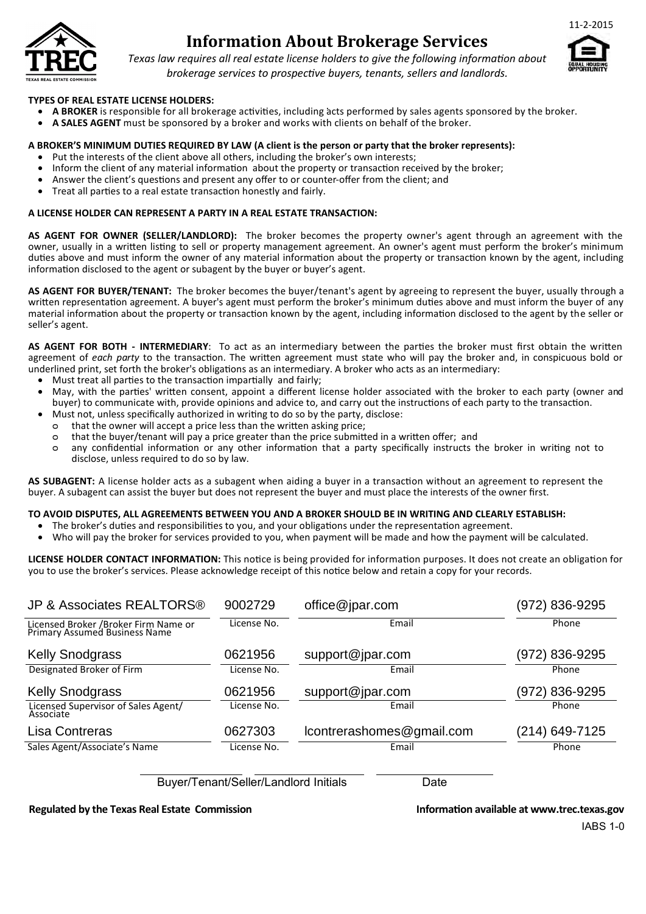# Information About Brokerage Services

*Texas law requires all real estate license holders to give the following information about brokerage services to prospective buyers, tenants, sellers and landlords.*

11-2-2015

**TYPES OF REAL ESTATE LICENSE HOLDERS:**

- **A BROKER** is responsible for all brokerage activities, including acts performed by sales agents sponsored by the broker.
- **A SALES AGENT** must be sponsored by a broker and works with clients on behalf of the broker.

**A BROKER'S MINIMUM DUTIES REQUIRED BY LAW (A client is the person or party that the broker represents):**

- Put the interests of the client above all others, including the broker's own interests;
- Inform the client of any material information about the property or transaction received by the broker;
- Answer the client's questions and present any offer to or counter-offer from the client; and
- Treat all parties to a real estate transaction honestly and fairly.

**A LICENSE HOLDER CAN REPRESENT A PARTY IN A REAL ESTATE TRANSACTION:**

**AS AGENT FOR OWNER (SELLER/LANDLORD):** The broker becomes the property owner's agent through an agreement with the owner, usually in a written listing to sell or property management agreement. An owner's agent must perform the broker's minimum duties above and must inform the owner of any material information about the property or transaction known by the agent, including information disclosed to the agent or subagent by the buyer or buyer's agent.

**AS AGENT FOR BUYER/TENANT:** The broker becomes the buyer/tenant's agent by agreeing to represent the buyer, usually through a written representation agreement. A buyer's agent must perform the broker's minimum duties above and must inform the buyer of any material information about the property or transaction known by the agent, including information disclosed to the agent by the seller or seller's agent.

**AS AGENT FOR BOTH - INTERMEDIARY**: To act as an intermediary between the parties the broker must first obtain the written agreement of *each party* to the transaction. The written agreement must state who will pay the broker and, in conspicuous bold or underlined print, set forth the broker's obligations as an intermediary. A broker who acts as an intermediary:

- Must treat all parties to the transaction impartially and fairly;
- May, with the parties' written consent, appoint a different license holder associated with the broker to each party (owner and buyer) to communicate with, provide opinions and advice to, and carry out the instructions of each party to the transaction.
- Must not, unless specifically authorized in writing to do so by the party, disclose:
  - that the owner will accept a price less than the written asking price;
  - that the buyer/tenant will pay a price greater than the price submitted in a written offer; and
  - any confidential information or any other information that a party specifically instructs the broker in writing not to disclose, unless required to do so by law.

**AS SUBAGENT:** A license holder acts as a subagent when aiding a buyer in a transaction without an agreement to represent the buyer. A subagent can assist the buyer but does not represent the buyer and must place the interests of the owner first.

**TO AVOID DISPUTES, ALL AGREEMENTS BETWEEN YOU AND A BROKER SHOULD BE IN WRITING AND CLEARLY ESTABLISH:**

- The broker's duties and responsibilities to you, and your obligations under the representation agreement.
- Who will pay the broker for services provided to you, when payment will be made and how the payment will be calculated.

**LICENSE HOLDER CONTACT INFORMATION:** This notice is being provided for information purposes. It does not create an obligation for you to use the broker's services. Please acknowledge receipt of this notice below and retain a copy for your records.

| | License No. | Email | Phone |
|---|---|---|---|
| JP & Associates REALTORS® — Licensed Broker /Broker Firm Name or Primary Assumed Business Name | 9002729 | office@jpar.com | (972) 836-9295 |
| Kelly Snodgrass — Designated Broker of Firm | 0621956 | support@jpar.com | (972) 836-9295 |
| Kelly Snodgrass — Licensed Supervisor of Sales Agent/ Associate | 0621956 | support@jpar.com | (972) 836-9295 |
| Lisa Contreras — Sales Agent/Associate's Name | 0627303 | lcontrerashomes@gmail.com | (214) 649-7125 |

Buyer/Tenant/Seller/Landlord Initials ____________ ____________ Date ____________

**Regulated by the Texas Real Estate Commission** **Information available at www.trec.texas.gov**

IABS 1-0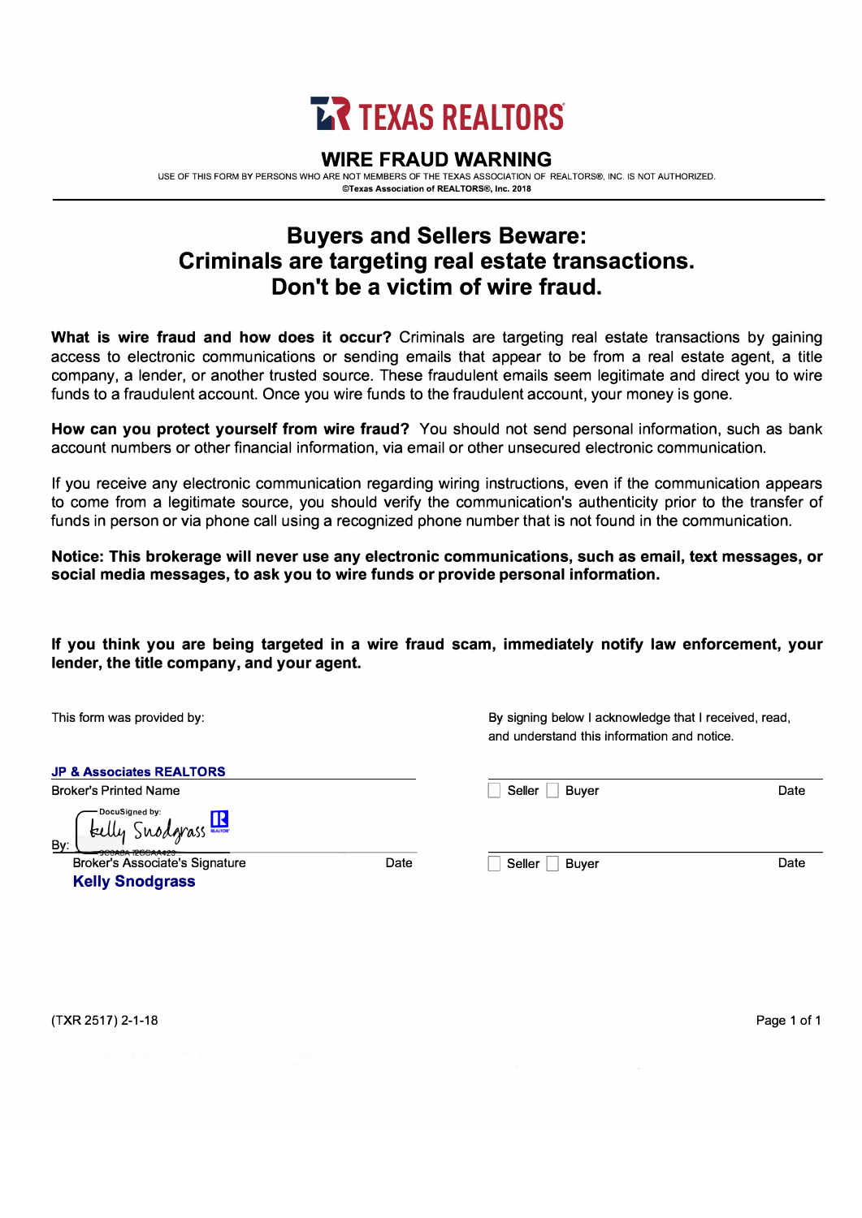# TEXAS REALTORS

## WIRE FRAUD WARNING

USE OF THIS FORM BY PERSONS WHO ARE NOT MEMBERS OF THE TEXAS ASSOCIATION OF REALTORS®, INC. IS NOT AUTHORIZED.
**©Texas Association of REALTORS®, Inc. 2018**

---

## Buyers and Sellers Beware:
## Criminals are targeting real estate transactions.
## Don't be a victim of wire fraud.

**What is wire fraud and how does it occur?** Criminals are targeting real estate transactions by gaining access to electronic communications or sending emails that appear to be from a real estate agent, a title company, a lender, or another trusted source. These fraudulent emails seem legitimate and direct you to wire funds to a fraudulent account. Once you wire funds to the fraudulent account, your money is gone.

**How can you protect yourself from wire fraud?** You should not send personal information, such as bank account numbers or other financial information, via email or other unsecured electronic communication.

If you receive any electronic communication regarding wiring instructions, even if the communication appears to come from a legitimate source, you should verify the communication's authenticity prior to the transfer of funds in person or via phone call using a recognized phone number that is not found in the communication.

**Notice: This brokerage will never use any electronic communications, such as email, text messages, or social media messages, to ask you to wire funds or provide personal information.**

**If you think you are being targeted in a wire fraud scam, immediately notify law enforcement, your lender, the title company, and your agent.**

This form was provided by:

JP & Associates REALTORS
Broker's Printed Name

By: DocuSigned by: Kelly Snodgrass
Broker's Associate's Signature    Date
Kelly Snodgrass

By signing below I acknowledge that I received, read, and understand this information and notice.

☐ Seller ☐ Buyer    Date

☐ Seller ☐ Buyer    Date

(TXR 2517) 2-1-18